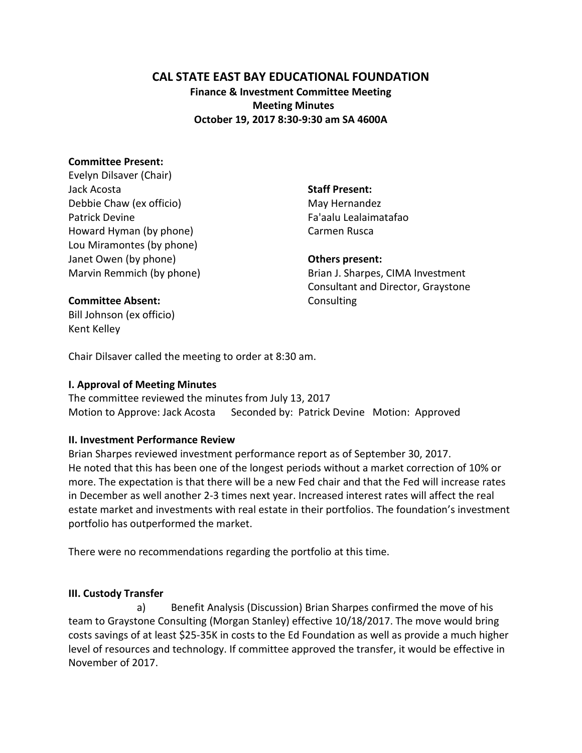# CAL STATE EAST BAY EDUCATIONAL FOUNDATION

**Finance & Investment Committee Meeting**
**Meeting Minutes**
**October 19, 2017 8:30-9:30 am SA 4600A**

**Committee Present:**
Evelyn Dilsaver (Chair)
Jack Acosta
Debbie Chaw (ex officio)
Patrick Devine
Howard Hyman (by phone)
Lou Miramontes (by phone)
Janet Owen (by phone)
Marvin Remmich (by phone)

**Committee Absent:**
Bill Johnson (ex officio)
Kent Kelley

**Staff Present:**
May Hernandez
Fa'aalu Lealaimatafao
Carmen Rusca

**Others present:**
Brian J. Sharpes, CIMA Investment Consultant and Director, Graystone Consulting

Chair Dilsaver called the meeting to order at 8:30 am.

**I. Approval of Meeting Minutes**
The committee reviewed the minutes from July 13, 2017
Motion to Approve: Jack Acosta  Seconded by: Patrick Devine  Motion: Approved

**II. Investment Performance Review**
Brian Sharpes reviewed investment performance report as of September 30, 2017.
He noted that this has been one of the longest periods without a market correction of 10% or more. The expectation is that there will be a new Fed chair and that the Fed will increase rates in December as well another 2-3 times next year. Increased interest rates will affect the real estate market and investments with real estate in their portfolios. The foundation's investment portfolio has outperformed the market.

There were no recommendations regarding the portfolio at this time.

**III. Custody Transfer**
a) Benefit Analysis (Discussion) Brian Sharpes confirmed the move of his team to Graystone Consulting (Morgan Stanley) effective 10/18/2017. The move would bring costs savings of at least $25-35K in costs to the Ed Foundation as well as provide a much higher level of resources and technology. If committee approved the transfer, it would be effective in November of 2017.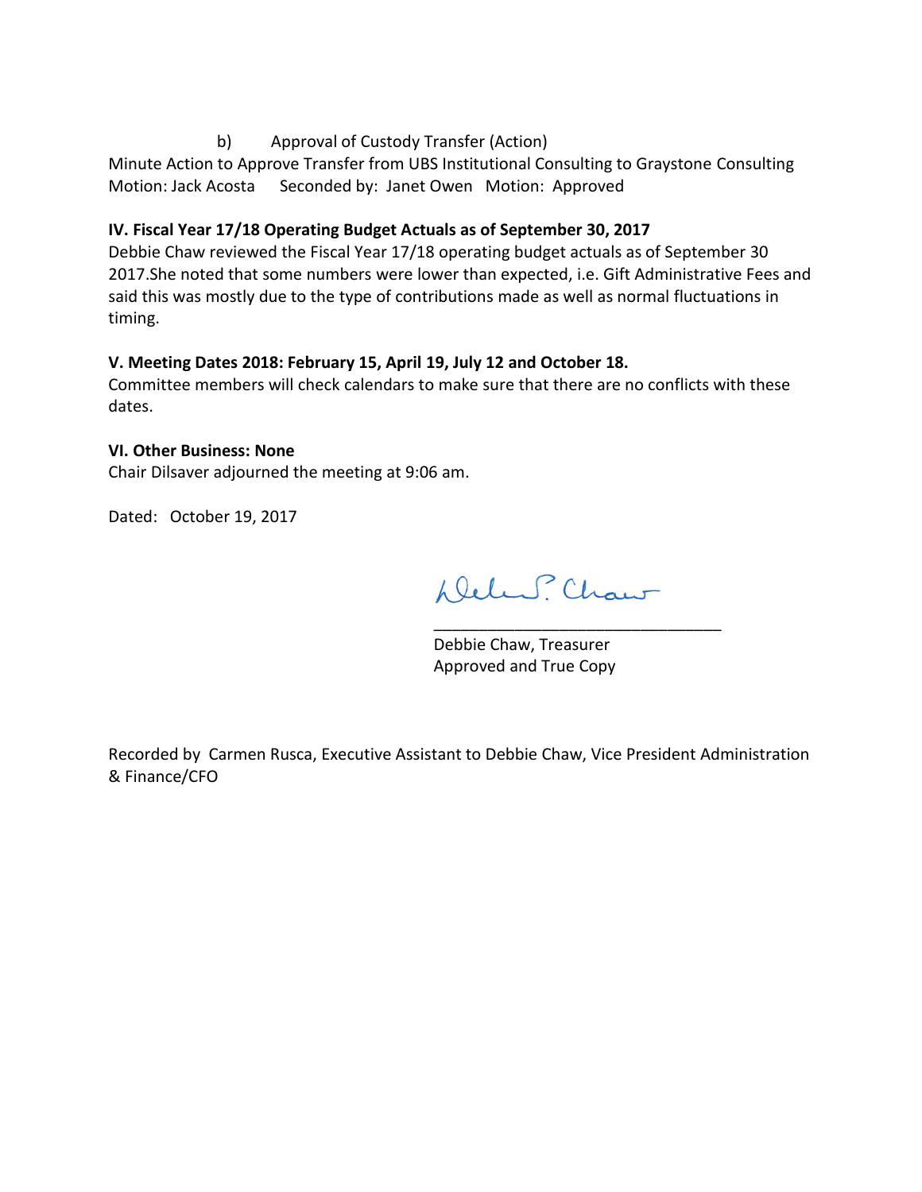b) Approval of Custody Transfer (Action)

Minute Action to Approve Transfer from UBS Institutional Consulting to Graystone Consulting
Motion: Jack Acosta  Seconded by: Janet Owen  Motion: Approved

**IV. Fiscal Year 17/18 Operating Budget Actuals as of September 30, 2017**

Debbie Chaw reviewed the Fiscal Year 17/18 operating budget actuals as of September 30 2017.She noted that some numbers were lower than expected, i.e. Gift Administrative Fees and said this was mostly due to the type of contributions made as well as normal fluctuations in timing.

**V. Meeting Dates 2018: February 15, April 19, July 12 and October 18.**

Committee members will check calendars to make sure that there are no conflicts with these dates.

**VI. Other Business: None**

Chair Dilsaver adjourned the meeting at 9:06 am.

Dated: October 19, 2017

Debbie Chaw, Treasurer
Approved and True Copy

Recorded by Carmen Rusca, Executive Assistant to Debbie Chaw, Vice President Administration & Finance/CFO